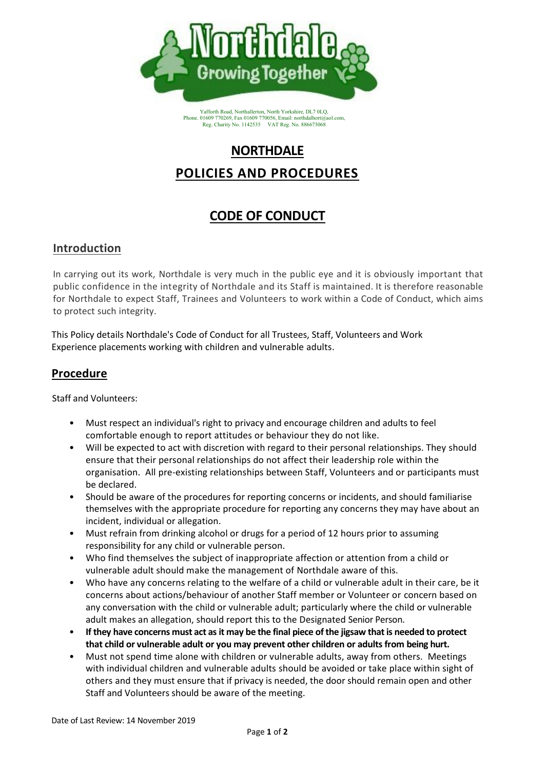Yafforth Road, Northallerton, North Yorkshire, DL7 0LQ,
Phone. 01609 770269, Fax 01609 770056, Email: northdalhort@aol.com,
Reg. Charity No. 1142535 VAT Reg. No. 886673068

# NORTHDALE

# POLICIES AND PROCEDURES

# CODE OF CONDUCT

## Introduction

In carrying out its work, Northdale is very much in the public eye and it is obviously important that public confidence in the integrity of Northdale and its Staff is maintained. It is therefore reasonable for Northdale to expect Staff, Trainees and Volunteers to work within a Code of Conduct, which aims to protect such integrity.

This Policy details Northdale's Code of Conduct for all Trustees, Staff, Volunteers and Work Experience placements working with children and vulnerable adults.

## Procedure

Staff and Volunteers:

- Must respect an individual's right to privacy and encourage children and adults to feel comfortable enough to report attitudes or behaviour they do not like.
- Will be expected to act with discretion with regard to their personal relationships. They should ensure that their personal relationships do not affect their leadership role within the organisation. All pre-existing relationships between Staff, Volunteers and or participants must be declared.
- Should be aware of the procedures for reporting concerns or incidents, and should familiarise themselves with the appropriate procedure for reporting any concerns they may have about an incident, individual or allegation.
- Must refrain from drinking alcohol or drugs for a period of 12 hours prior to assuming responsibility for any child or vulnerable person.
- Who find themselves the subject of inappropriate affection or attention from a child or vulnerable adult should make the management of Northdale aware of this.
- Who have any concerns relating to the welfare of a child or vulnerable adult in their care, be it concerns about actions/behaviour of another Staff member or Volunteer or concern based on any conversation with the child or vulnerable adult; particularly where the child or vulnerable adult makes an allegation, should report this to the Designated Senior Person.
- **If they have concerns must act as it may be the final piece of the jigsaw that is needed to protect that child or vulnerable adult or you may prevent other children or adults from being hurt.**
- Must not spend time alone with children or vulnerable adults, away from others. Meetings with individual children and vulnerable adults should be avoided or take place within sight of others and they must ensure that if privacy is needed, the door should remain open and other Staff and Volunteers should be aware of the meeting.

Date of Last Review: 14 November 2019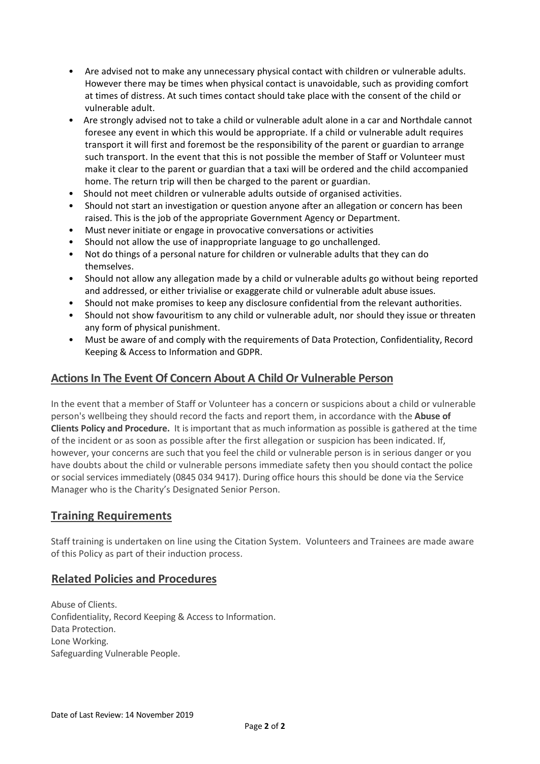- Are advised not to make any unnecessary physical contact with children or vulnerable adults. However there may be times when physical contact is unavoidable, such as providing comfort at times of distress. At such times contact should take place with the consent of the child or vulnerable adult.
- Are strongly advised not to take a child or vulnerable adult alone in a car and Northdale cannot foresee any event in which this would be appropriate. If a child or vulnerable adult requires transport it will first and foremost be the responsibility of the parent or guardian to arrange such transport. In the event that this is not possible the member of Staff or Volunteer must make it clear to the parent or guardian that a taxi will be ordered and the child accompanied home. The return trip will then be charged to the parent or guardian.
- Should not meet children or vulnerable adults outside of organised activities.
- Should not start an investigation or question anyone after an allegation or concern has been raised. This is the job of the appropriate Government Agency or Department.
- Must never initiate or engage in provocative conversations or activities
- Should not allow the use of inappropriate language to go unchallenged.
- Not do things of a personal nature for children or vulnerable adults that they can do themselves.
- Should not allow any allegation made by a child or vulnerable adults go without being reported and addressed, or either trivialise or exaggerate child or vulnerable adult abuse issues.
- Should not make promises to keep any disclosure confidential from the relevant authorities.
- Should not show favouritism to any child or vulnerable adult, nor should they issue or threaten any form of physical punishment.
- Must be aware of and comply with the requirements of Data Protection, Confidentiality, Record Keeping & Access to Information and GDPR.

## Actions In The Event Of Concern About A Child Or Vulnerable Person

In the event that a member of Staff or Volunteer has a concern or suspicions about a child or vulnerable person's wellbeing they should record the facts and report them, in accordance with the **Abuse of Clients Policy and Procedure.** It is important that as much information as possible is gathered at the time of the incident or as soon as possible after the first allegation or suspicion has been indicated. If, however, your concerns are such that you feel the child or vulnerable person is in serious danger or you have doubts about the child or vulnerable persons immediate safety then you should contact the police or social services immediately (0845 034 9417). During office hours this should be done via the Service Manager who is the Charity's Designated Senior Person.

## Training Requirements

Staff training is undertaken on line using the Citation System. Volunteers and Trainees are made aware of this Policy as part of their induction process.

## Related Policies and Procedures

Abuse of Clients.
Confidentiality, Record Keeping & Access to Information.
Data Protection.
Lone Working.
Safeguarding Vulnerable People.

Date of Last Review: 14 November 2019